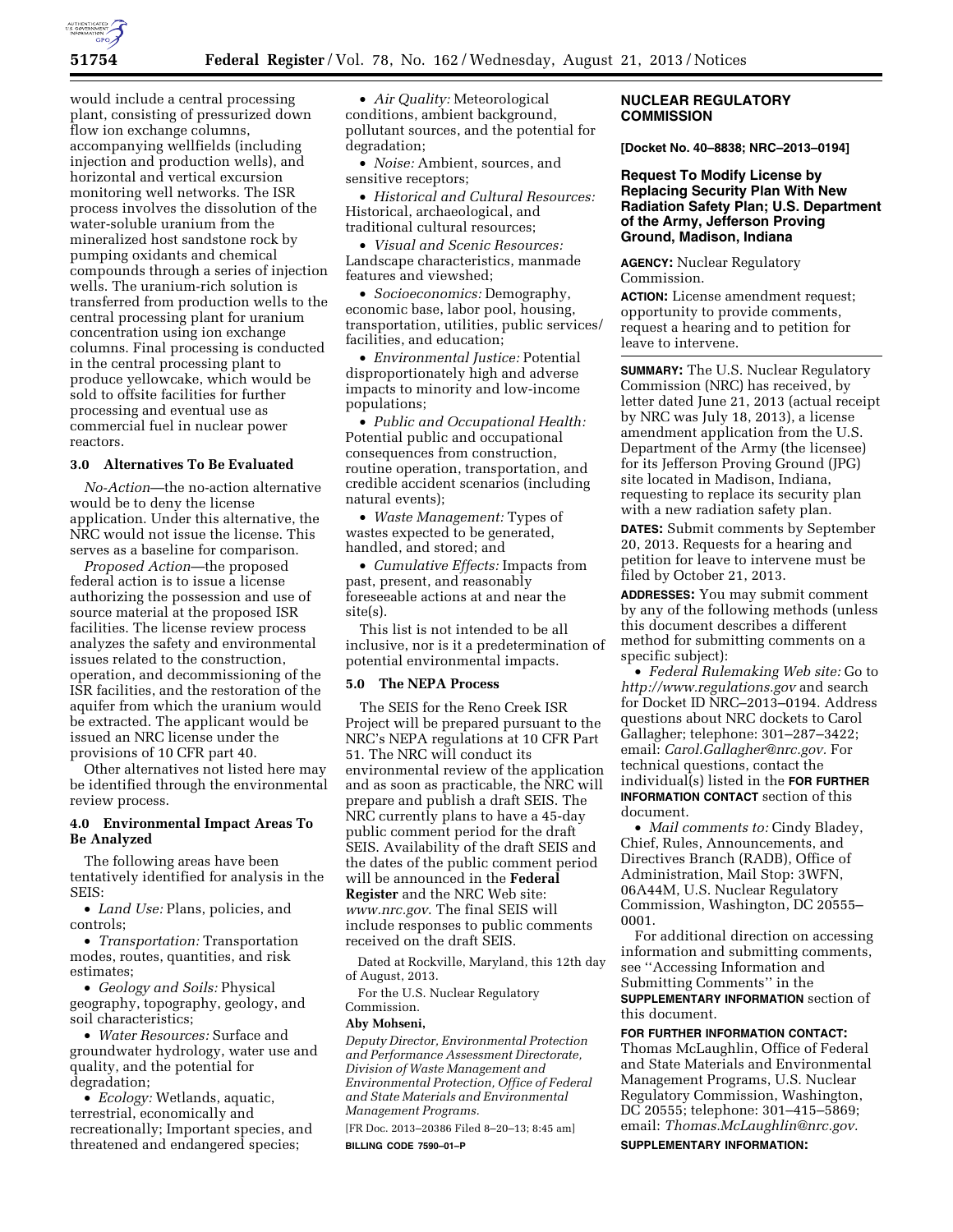would include a central processing plant, consisting of pressurized down flow ion exchange columns, accompanying wellfields (including injection and production wells), and horizontal and vertical excursion monitoring well networks. The ISR process involves the dissolution of the water-soluble uranium from the mineralized host sandstone rock by pumping oxidants and chemical compounds through a series of injection wells. The uranium-rich solution is transferred from production wells to the central processing plant for uranium concentration using ion exchange columns. Final processing is conducted in the central processing plant to produce yellowcake, which would be sold to offsite facilities for further processing and eventual use as commercial fuel in nuclear power reactors.

### 3.0 Alternatives To Be Evaluated

*No-Action*—the no-action alternative would be to deny the license application. Under this alternative, the NRC would not issue the license. This serves as a baseline for comparison.

*Proposed Action*—the proposed federal action is to issue a license authorizing the possession and use of source material at the proposed ISR facilities. The license review process analyzes the safety and environmental issues related to the construction, operation, and decommissioning of the ISR facilities, and the restoration of the aquifer from which the uranium would be extracted. The applicant would be issued an NRC license under the provisions of 10 CFR part 40.

Other alternatives not listed here may be identified through the environmental review process.

### 4.0 Environmental Impact Areas To Be Analyzed

The following areas have been tentatively identified for analysis in the SEIS:

- *Land Use:* Plans, policies, and controls;
- *Transportation:* Transportation modes, routes, quantities, and risk estimates;
- *Geology and Soils:* Physical geography, topography, geology, and soil characteristics;
- *Water Resources:* Surface and groundwater hydrology, water use and quality, and the potential for degradation;
- *Ecology:* Wetlands, aquatic, terrestrial, economically and recreationally; Important species, and threatened and endangered species;
- *Air Quality:* Meteorological conditions, ambient background, pollutant sources, and the potential for degradation;
- *Noise:* Ambient, sources, and sensitive receptors;
- *Historical and Cultural Resources:* Historical, archaeological, and traditional cultural resources;
- *Visual and Scenic Resources:* Landscape characteristics, manmade features and viewshed;
- *Socioeconomics:* Demography, economic base, labor pool, housing, transportation, utilities, public services/facilities, and education;
- *Environmental Justice:* Potential disproportionately high and adverse impacts to minority and low-income populations;
- *Public and Occupational Health:* Potential public and occupational consequences from construction, routine operation, transportation, and credible accident scenarios (including natural events);
- *Waste Management:* Types of wastes expected to be generated, handled, and stored; and
- *Cumulative Effects:* Impacts from past, present, and reasonably foreseeable actions at and near the site(s).

This list is not intended to be all inclusive, nor is it a predetermination of potential environmental impacts.

### 5.0 The NEPA Process

The SEIS for the Reno Creek ISR Project will be prepared pursuant to the NRC's NEPA regulations at 10 CFR Part 51. The NRC will conduct its environmental review of the application and as soon as practicable, the NRC will prepare and publish a draft SEIS. The NRC currently plans to have a 45-day public comment period for the draft SEIS. Availability of the draft SEIS and the dates of the public comment period will be announced in the **Federal Register** and the NRC Web site: *www.nrc.gov*. The final SEIS will include responses to public comments received on the draft SEIS.

Dated at Rockville, Maryland, this 12th day of August, 2013.

For the U.S. Nuclear Regulatory Commission.

**Aby Mohseni,**

*Deputy Director, Environmental Protection and Performance Assessment Directorate, Division of Waste Management and Environmental Protection, Office of Federal and State Materials and Environmental Management Programs.*

[FR Doc. 2013–20386 Filed 8–20–13; 8:45 am]

**BILLING CODE 7590–01–P**

## NUCLEAR REGULATORY COMMISSION

**[Docket No. 40–8838; NRC–2013–0194]**

## Request To Modify License by Replacing Security Plan With New Radiation Safety Plan; U.S. Department of the Army, Jefferson Proving Ground, Madison, Indiana

**AGENCY:** Nuclear Regulatory Commission.

**ACTION:** License amendment request; opportunity to provide comments, request a hearing and to petition for leave to intervene.

**SUMMARY:** The U.S. Nuclear Regulatory Commission (NRC) has received, by letter dated June 21, 2013 (actual receipt by NRC was July 18, 2013), a license amendment application from the U.S. Department of the Army (the licensee) for its Jefferson Proving Ground (JPG) site located in Madison, Indiana, requesting to replace its security plan with a new radiation safety plan.

**DATES:** Submit comments by September 20, 2013. Requests for a hearing and petition for leave to intervene must be filed by October 21, 2013.

**ADDRESSES:** You may submit comment by any of the following methods (unless this document describes a different method for submitting comments on a specific subject):

- *Federal Rulemaking Web site:* Go to *http://www.regulations.gov* and search for Docket ID NRC–2013–0194. Address questions about NRC dockets to Carol Gallagher; telephone: 301–287–3422; email: *Carol.Gallagher@nrc.gov*. For technical questions, contact the individual(s) listed in the **FOR FURTHER INFORMATION CONTACT** section of this document.
- *Mail comments to:* Cindy Bladey, Chief, Rules, Announcements, and Directives Branch (RADB), Office of Administration, Mail Stop: 3WFN, 06A44M, U.S. Nuclear Regulatory Commission, Washington, DC 20555–0001.

For additional direction on accessing information and submitting comments, see ''Accessing Information and Submitting Comments'' in the **SUPPLEMENTARY INFORMATION** section of this document.

**FOR FURTHER INFORMATION CONTACT:** Thomas McLaughlin, Office of Federal and State Materials and Environmental Management Programs, U.S. Nuclear Regulatory Commission, Washington, DC 20555; telephone: 301–415–5869; email: *Thomas.McLaughlin@nrc.gov*.

**SUPPLEMENTARY INFORMATION:**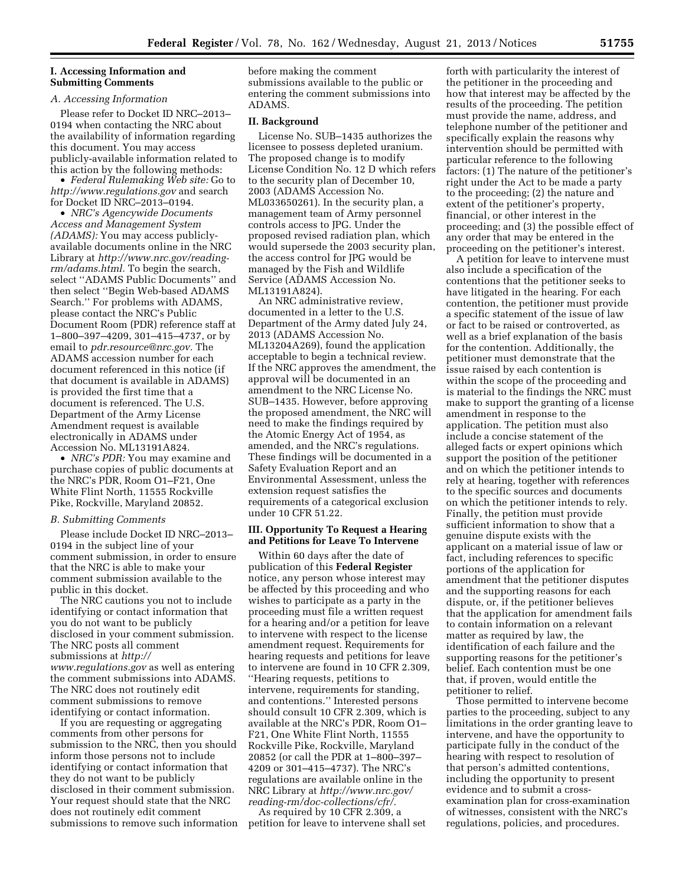## I. Accessing Information and Submitting Comments

### A. Accessing Information

Please refer to Docket ID NRC–2013–0194 when contacting the NRC about the availability of information regarding this document. You may access publicly-available information related to this action by the following methods:

- *Federal Rulemaking Web site:* Go to *http://www.regulations.gov* and search for Docket ID NRC–2013–0194.
- *NRC's Agencywide Documents Access and Management System (ADAMS):* You may access publicly-available documents online in the NRC Library at *http://www.nrc.gov/reading-rm/adams.html.* To begin the search, select ''ADAMS Public Documents'' and then select ''Begin Web-based ADAMS Search.'' For problems with ADAMS, please contact the NRC's Public Document Room (PDR) reference staff at 1–800–397–4209, 301–415–4737, or by email to *pdr.resource@nrc.gov.* The ADAMS accession number for each document referenced in this notice (if that document is available in ADAMS) is provided the first time that a document is referenced. The U.S. Department of the Army License Amendment request is available electronically in ADAMS under Accession No. ML13191A824.
- *NRC's PDR:* You may examine and purchase copies of public documents at the NRC's PDR, Room O1–F21, One White Flint North, 11555 Rockville Pike, Rockville, Maryland 20852.

### B. Submitting Comments

Please include Docket ID NRC–2013–0194 in the subject line of your comment submission, in order to ensure that the NRC is able to make your comment submission available to the public in this docket.

The NRC cautions you not to include identifying or contact information that you do not want to be publicly disclosed in your comment submission. The NRC posts all comment submissions at *http://www.regulations.gov* as well as entering the comment submissions into ADAMS. The NRC does not routinely edit comment submissions to remove identifying or contact information.

If you are requesting or aggregating comments from other persons for submission to the NRC, then you should inform those persons not to include identifying or contact information that they do not want to be publicly disclosed in their comment submission. Your request should state that the NRC does not routinely edit comment submissions to remove such information before making the comment submissions available to the public or entering the comment submissions into ADAMS.

## II. Background

License No. SUB–1435 authorizes the licensee to possess depleted uranium. The proposed change is to modify License Condition No. 12 D which refers to the security plan of December 10, 2003 (ADAMS Accession No. ML033650261). In the security plan, a management team of Army personnel controls access to JPG. Under the proposed revised radiation plan, which would supersede the 2003 security plan, the access control for JPG would be managed by the Fish and Wildlife Service (ADAMS Accession No. ML13191A824).

An NRC administrative review, documented in a letter to the U.S. Department of the Army dated July 24, 2013 (ADAMS Accession No. ML13204A269), found the application acceptable to begin a technical review. If the NRC approves the amendment, the approval will be documented in an amendment to the NRC License No. SUB–1435. However, before approving the proposed amendment, the NRC will need to make the findings required by the Atomic Energy Act of 1954, as amended, and the NRC's regulations. These findings will be documented in a Safety Evaluation Report and an Environmental Assessment, unless the extension request satisfies the requirements of a categorical exclusion under 10 CFR 51.22.

## III. Opportunity To Request a Hearing and Petitions for Leave To Intervene

Within 60 days after the date of publication of this **Federal Register** notice, any person whose interest may be affected by this proceeding and who wishes to participate as a party in the proceeding must file a written request for a hearing and/or a petition for leave to intervene with respect to the license amendment request. Requirements for hearing requests and petitions for leave to intervene are found in 10 CFR 2.309, ''Hearing requests, petitions to intervene, requirements for standing, and contentions.'' Interested persons should consult 10 CFR 2.309, which is available at the NRC's PDR, Room O1–F21, One White Flint North, 11555 Rockville Pike, Rockville, Maryland 20852 (or call the PDR at 1–800–397–4209 or 301–415–4737). The NRC's regulations are available online in the NRC Library at *http://www.nrc.gov/reading-rm/doc-collections/cfr/.*

As required by 10 CFR 2.309, a petition for leave to intervene shall set forth with particularity the interest of the petitioner in the proceeding and how that interest may be affected by the results of the proceeding. The petition must provide the name, address, and telephone number of the petitioner and specifically explain the reasons why intervention should be permitted with particular reference to the following factors: (1) The nature of the petitioner's right under the Act to be made a party to the proceeding; (2) the nature and extent of the petitioner's property, financial, or other interest in the proceeding; and (3) the possible effect of any order that may be entered in the proceeding on the petitioner's interest.

A petition for leave to intervene must also include a specification of the contentions that the petitioner seeks to have litigated in the hearing. For each contention, the petitioner must provide a specific statement of the issue of law or fact to be raised or controverted, as well as a brief explanation of the basis for the contention. Additionally, the petitioner must demonstrate that the issue raised by each contention is within the scope of the proceeding and is material to the findings the NRC must make to support the granting of a license amendment in response to the application. The petition must also include a concise statement of the alleged facts or expert opinions which support the position of the petitioner and on which the petitioner intends to rely at hearing, together with references to the specific sources and documents on which the petitioner intends to rely. Finally, the petition must provide sufficient information to show that a genuine dispute exists with the applicant on a material issue of law or fact, including references to specific portions of the application for amendment that the petitioner disputes and the supporting reasons for each dispute, or, if the petitioner believes that the application for amendment fails to contain information on a relevant matter as required by law, the identification of each failure and the supporting reasons for the petitioner's belief. Each contention must be one that, if proven, would entitle the petitioner to relief.

Those permitted to intervene become parties to the proceeding, subject to any limitations in the order granting leave to intervene, and have the opportunity to participate fully in the conduct of the hearing with respect to resolution of that person's admitted contentions, including the opportunity to present evidence and to submit a cross-examination plan for cross-examination of witnesses, consistent with the NRC's regulations, policies, and procedures.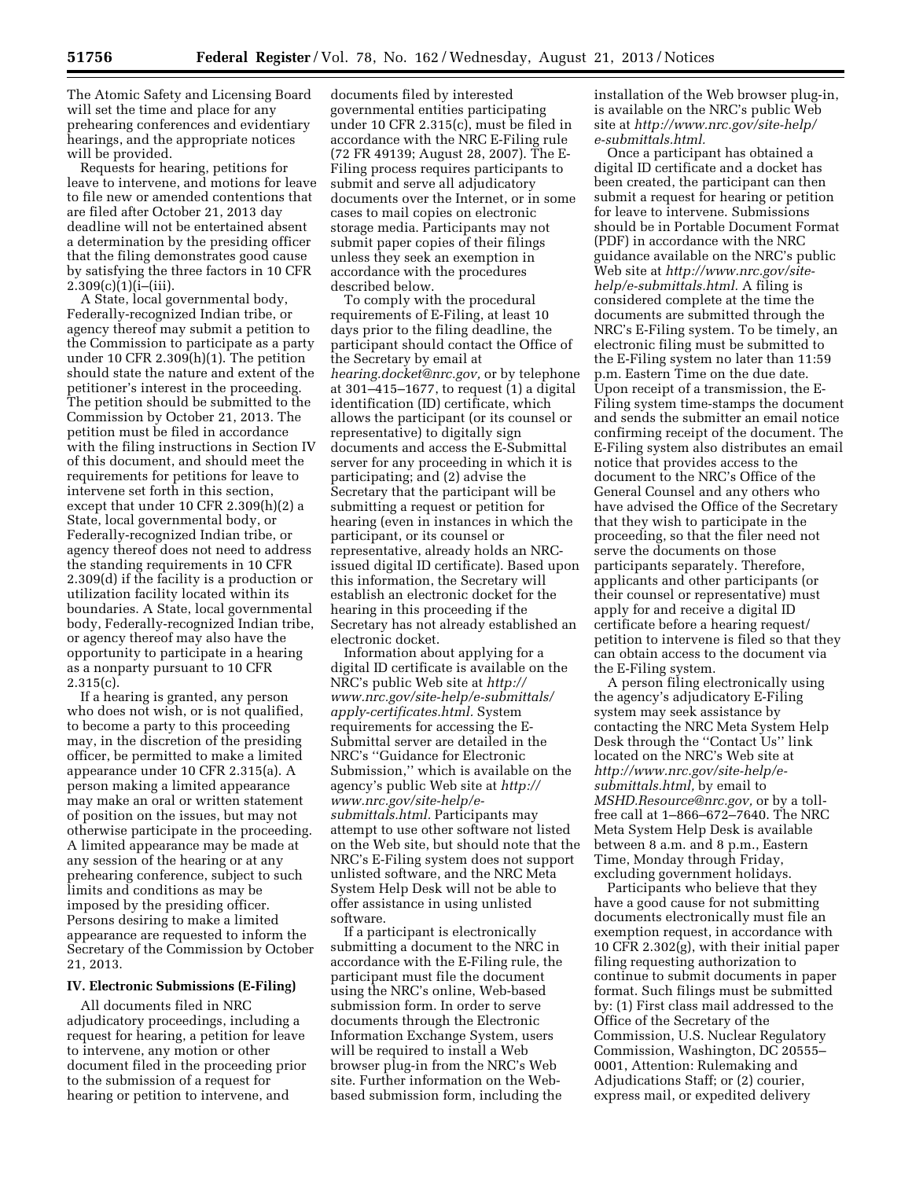The Atomic Safety and Licensing Board will set the time and place for any prehearing conferences and evidentiary hearings, and the appropriate notices will be provided.

Requests for hearing, petitions for leave to intervene, and motions for leave to file new or amended contentions that are filed after October 21, 2013 day deadline will not be entertained absent a determination by the presiding officer that the filing demonstrates good cause by satisfying the three factors in 10 CFR 2.309(c)(1)(i–(iii).

A State, local governmental body, Federally-recognized Indian tribe, or agency thereof may submit a petition to the Commission to participate as a party under 10 CFR 2.309(h)(1). The petition should state the nature and extent of the petitioner's interest in the proceeding. The petition should be submitted to the Commission by October 21, 2013. The petition must be filed in accordance with the filing instructions in Section IV of this document, and should meet the requirements for petitions for leave to intervene set forth in this section, except that under 10 CFR 2.309(h)(2) a State, local governmental body, or Federally-recognized Indian tribe, or agency thereof does not need to address the standing requirements in 10 CFR 2.309(d) if the facility is a production or utilization facility located within its boundaries. A State, local governmental body, Federally-recognized Indian tribe, or agency thereof may also have the opportunity to participate in a hearing as a nonparty pursuant to 10 CFR 2.315(c).

If a hearing is granted, any person who does not wish, or is not qualified, to become a party to this proceeding may, in the discretion of the presiding officer, be permitted to make a limited appearance under 10 CFR 2.315(a). A person making a limited appearance may make an oral or written statement of position on the issues, but may not otherwise participate in the proceeding. A limited appearance may be made at any session of the hearing or at any prehearing conference, subject to such limits and conditions as may be imposed by the presiding officer. Persons desiring to make a limited appearance are requested to inform the Secretary of the Commission by October 21, 2013.

### IV. Electronic Submissions (E-Filing)

All documents filed in NRC adjudicatory proceedings, including a request for hearing, a petition for leave to intervene, any motion or other document filed in the proceeding prior to the submission of a request for hearing or petition to intervene, and documents filed by interested governmental entities participating under 10 CFR 2.315(c), must be filed in accordance with the NRC E-Filing rule (72 FR 49139; August 28, 2007). The E-Filing process requires participants to submit and serve all adjudicatory documents over the Internet, or in some cases to mail copies on electronic storage media. Participants may not submit paper copies of their filings unless they seek an exemption in accordance with the procedures described below.

To comply with the procedural requirements of E-Filing, at least 10 days prior to the filing deadline, the participant should contact the Office of the Secretary by email at *hearing.docket@nrc.gov,* or by telephone at 301–415–1677, to request (1) a digital identification (ID) certificate, which allows the participant (or its counsel or representative) to digitally sign documents and access the E-Submittal server for any proceeding in which it is participating; and (2) advise the Secretary that the participant will be submitting a request or petition for hearing (even in instances in which the participant, or its counsel or representative, already holds an NRC-issued digital ID certificate). Based upon this information, the Secretary will establish an electronic docket for the hearing in this proceeding if the Secretary has not already established an electronic docket.

Information about applying for a digital ID certificate is available on the NRC's public Web site at *http://www.nrc.gov/site-help/e-submittals/apply-certificates.html.* System requirements for accessing the E-Submittal server are detailed in the NRC's "Guidance for Electronic Submission," which is available on the agency's public Web site at *http://www.nrc.gov/site-help/e-submittals.html.* Participants may attempt to use other software not listed on the Web site, but should note that the NRC's E-Filing system does not support unlisted software, and the NRC Meta System Help Desk will not be able to offer assistance in using unlisted software.

If a participant is electronically submitting a document to the NRC in accordance with the E-Filing rule, the participant must file the document using the NRC's online, Web-based submission form. In order to serve documents through the Electronic Information Exchange System, users will be required to install a Web browser plug-in from the NRC's Web site. Further information on the Web-based submission form, including the installation of the Web browser plug-in, is available on the NRC's public Web site at *http://www.nrc.gov/site-help/e-submittals.html.*

Once a participant has obtained a digital ID certificate and a docket has been created, the participant can then submit a request for hearing or petition for leave to intervene. Submissions should be in Portable Document Format (PDF) in accordance with the NRC guidance available on the NRC's public Web site at *http://www.nrc.gov/site-help/e-submittals.html.* A filing is considered complete at the time the documents are submitted through the NRC's E-Filing system. To be timely, an electronic filing must be submitted to the E-Filing system no later than 11:59 p.m. Eastern Time on the due date. Upon receipt of a transmission, the E-Filing system time-stamps the document and sends the submitter an email notice confirming receipt of the document. The E-Filing system also distributes an email notice that provides access to the document to the NRC's Office of the General Counsel and any others who have advised the Office of the Secretary that they wish to participate in the proceeding, so that the filer need not serve the documents on those participants separately. Therefore, applicants and other participants (or their counsel or representative) must apply for and receive a digital ID certificate before a hearing request/petition to intervene is filed so that they can obtain access to the document via the E-Filing system.

A person filing electronically using the agency's adjudicatory E-Filing system may seek assistance by contacting the NRC Meta System Help Desk through the "Contact Us" link located on the NRC's Web site at *http://www.nrc.gov/site-help/e-submittals.html,* by email to *MSHD.Resource@nrc.gov,* or by a toll-free call at 1–866–672–7640. The NRC Meta System Help Desk is available between 8 a.m. and 8 p.m., Eastern Time, Monday through Friday, excluding government holidays.

Participants who believe that they have a good cause for not submitting documents electronically must file an exemption request, in accordance with 10 CFR 2.302(g), with their initial paper filing requesting authorization to continue to submit documents in paper format. Such filings must be submitted by: (1) First class mail addressed to the Office of the Secretary of the Commission, U.S. Nuclear Regulatory Commission, Washington, DC 20555–0001, Attention: Rulemaking and Adjudications Staff; or (2) courier, express mail, or expedited delivery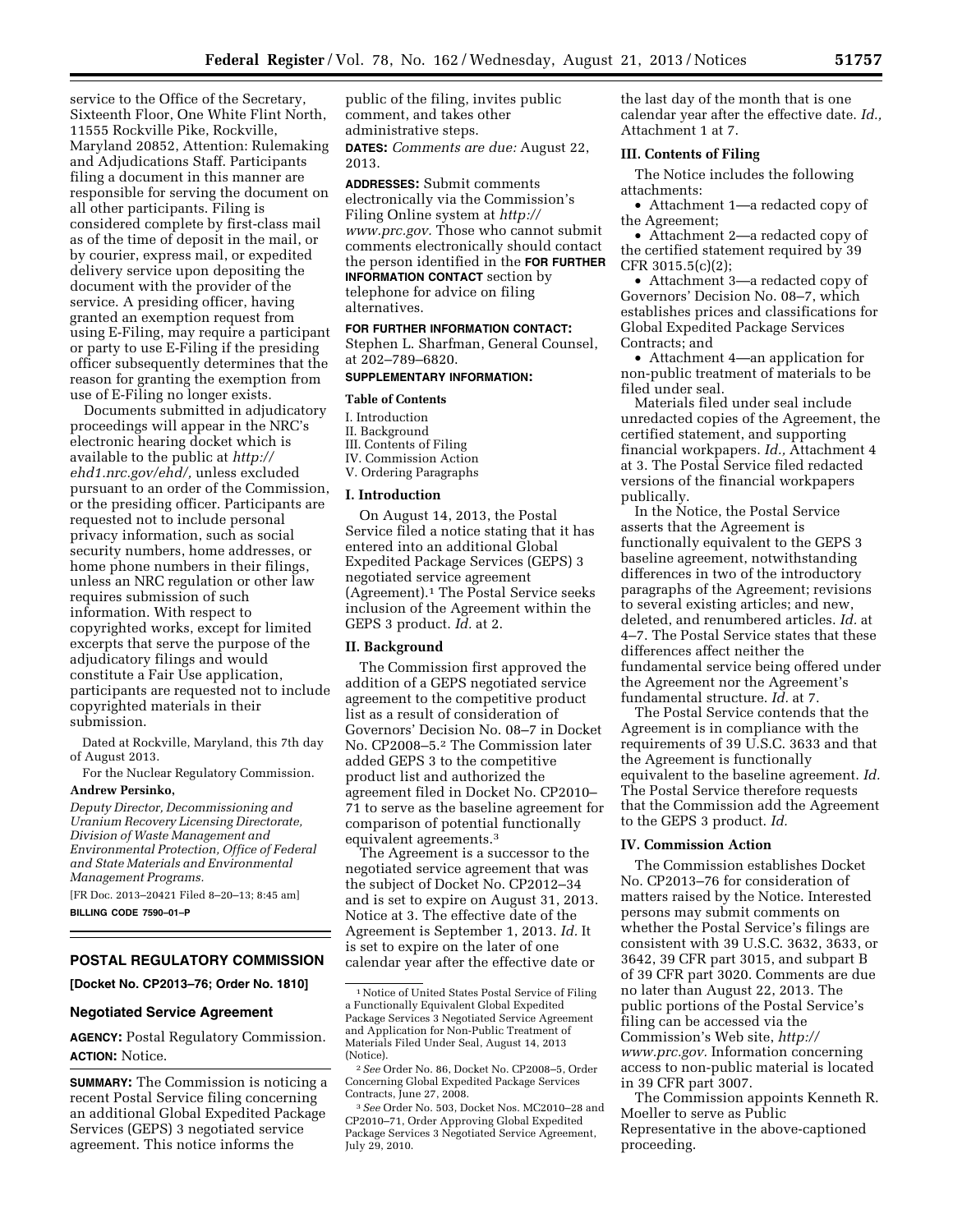service to the Office of the Secretary, Sixteenth Floor, One White Flint North, 11555 Rockville Pike, Rockville, Maryland 20852, Attention: Rulemaking and Adjudications Staff. Participants filing a document in this manner are responsible for serving the document on all other participants. Filing is considered complete by first-class mail as of the time of deposit in the mail, or by courier, express mail, or expedited delivery service upon depositing the document with the provider of the service. A presiding officer, having granted an exemption request from using E-Filing, may require a participant or party to use E-Filing if the presiding officer subsequently determines that the reason for granting the exemption from use of E-Filing no longer exists.

Documents submitted in adjudicatory proceedings will appear in the NRC's electronic hearing docket which is available to the public at *http://ehd1.nrc.gov/ehd/,* unless excluded pursuant to an order of the Commission, or the presiding officer. Participants are requested not to include personal privacy information, such as social security numbers, home addresses, or home phone numbers in their filings, unless an NRC regulation or other law requires submission of such information. With respect to copyrighted works, except for limited excerpts that serve the purpose of the adjudicatory filings and would constitute a Fair Use application, participants are requested not to include copyrighted materials in their submission.

Dated at Rockville, Maryland, this 7th day of August 2013.

For the Nuclear Regulatory Commission.

**Andrew Persinko,**

*Deputy Director, Decommissioning and Uranium Recovery Licensing Directorate, Division of Waste Management and Environmental Protection, Office of Federal and State Materials and Environmental Management Programs.*

[FR Doc. 2013–20421 Filed 8–20–13; 8:45 am]

**BILLING CODE 7590–01–P**

## POSTAL REGULATORY COMMISSION

**[Docket No. CP2013–76; Order No. 1810]**

### Negotiated Service Agreement

**AGENCY:** Postal Regulatory Commission.

**ACTION:** Notice.

**SUMMARY:** The Commission is noticing a recent Postal Service filing concerning an additional Global Expedited Package Services (GEPS) 3 negotiated service agreement. This notice informs the public of the filing, invites public comment, and takes other administrative steps.

**DATES:** *Comments are due:* August 22, 2013.

**ADDRESSES:** Submit comments electronically via the Commission's Filing Online system at *http://www.prc.gov.* Those who cannot submit comments electronically should contact the person identified in the **FOR FURTHER INFORMATION CONTACT** section by telephone for advice on filing alternatives.

**FOR FURTHER INFORMATION CONTACT:** Stephen L. Sharfman, General Counsel, at 202–789–6820.

**SUPPLEMENTARY INFORMATION:**

**Table of Contents**

I. Introduction
II. Background
III. Contents of Filing
IV. Commission Action
V. Ordering Paragraphs

### I. Introduction

On August 14, 2013, the Postal Service filed a notice stating that it has entered into an additional Global Expedited Package Services (GEPS) 3 negotiated service agreement (Agreement).[1] The Postal Service seeks inclusion of the Agreement within the GEPS 3 product. *Id.* at 2.

### II. Background

The Commission first approved the addition of a GEPS negotiated service agreement to the competitive product list as a result of consideration of Governors' Decision No. 08–7 in Docket No. CP2008–5.[2] The Commission later added GEPS 3 to the competitive product list and authorized the agreement filed in Docket No. CP2010–71 to serve as the baseline agreement for comparison of potential functionally equivalent agreements.[3]

The Agreement is a successor to the negotiated service agreement that was the subject of Docket No. CP2012–34 and is set to expire on August 31, 2013. Notice at 3. The effective date of the Agreement is September 1, 2013. *Id.* It is set to expire on the later of one calendar year after the effective date or the last day of the month that is one calendar year after the effective date. *Id.,* Attachment 1 at 7.

### III. Contents of Filing

The Notice includes the following attachments:

- Attachment 1—a redacted copy of the Agreement;
- Attachment 2—a redacted copy of the certified statement required by 39 CFR 3015.5(c)(2);
- Attachment 3—a redacted copy of Governors' Decision No. 08–7, which establishes prices and classifications for Global Expedited Package Services Contracts; and
- Attachment 4—an application for non-public treatment of materials to be filed under seal.

Materials filed under seal include unredacted copies of the Agreement, the certified statement, and supporting financial workpapers. *Id.,* Attachment 4 at 3. The Postal Service filed redacted versions of the financial workpapers publically.

In the Notice, the Postal Service asserts that the Agreement is functionally equivalent to the GEPS 3 baseline agreement, notwithstanding differences in two of the introductory paragraphs of the Agreement; revisions to several existing articles; and new, deleted, and renumbered articles. *Id.* at 4–7. The Postal Service states that these differences affect neither the fundamental service being offered under the Agreement nor the Agreement's fundamental structure. *Id.* at 7.

The Postal Service contends that the Agreement is in compliance with the requirements of 39 U.S.C. 3633 and that the Agreement is functionally equivalent to the baseline agreement. *Id.* The Postal Service therefore requests that the Commission add the Agreement to the GEPS 3 product. *Id.*

### IV. Commission Action

The Commission establishes Docket No. CP2013–76 for consideration of matters raised by the Notice. Interested persons may submit comments on whether the Postal Service's filings are consistent with 39 U.S.C. 3632, 3633, or 3642, 39 CFR part 3015, and subpart B of 39 CFR part 3020. Comments are due no later than August 22, 2013. The public portions of the Postal Service's filing can be accessed via the Commission's Web site, *http://www.prc.gov.* Information concerning access to non-public material is located in 39 CFR part 3007.

The Commission appoints Kenneth R. Moeller to serve as Public Representative in the above-captioned proceeding.

---

[1] Notice of United States Postal Service of Filing a Functionally Equivalent Global Expedited Package Services 3 Negotiated Service Agreement and Application for Non-Public Treatment of Materials Filed Under Seal, August 14, 2013 (Notice).

[2] *See* Order No. 86, Docket No. CP2008–5, Order Concerning Global Expedited Package Services Contracts, June 27, 2008.

[3] *See* Order No. 503, Docket Nos. MC2010–28 and CP2010–71, Order Approving Global Expedited Package Services 3 Negotiated Service Agreement, July 29, 2010.